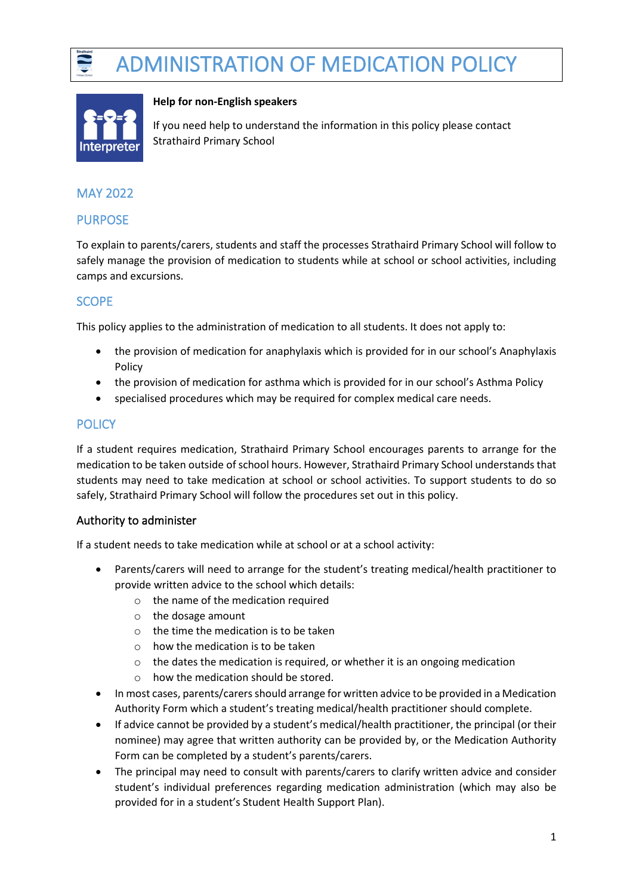# ADMINISTRATION OF MEDICATION POLICY

**Help for non-English speakers**

If you need help to understand the information in this policy please contact Strathaird Primary School

## MAY 2022

## PURPOSE

To explain to parents/carers, students and staff the processes Strathaird Primary School will follow to safely manage the provision of medication to students while at school or school activities, including camps and excursions.

## SCOPE

This policy applies to the administration of medication to all students. It does not apply to:

- the provision of medication for anaphylaxis which is provided for in our school's Anaphylaxis Policy
- the provision of medication for asthma which is provided for in our school's Asthma Policy
- specialised procedures which may be required for complex medical care needs.

## POLICY

If a student requires medication, Strathaird Primary School encourages parents to arrange for the medication to be taken outside of school hours. However, Strathaird Primary School understands that students may need to take medication at school or school activities. To support students to do so safely, Strathaird Primary School will follow the procedures set out in this policy.

### Authority to administer

If a student needs to take medication while at school or at a school activity:

- Parents/carers will need to arrange for the student's treating medical/health practitioner to provide written advice to the school which details:
    - the name of the medication required
    - the dosage amount
    - the time the medication is to be taken
    - how the medication is to be taken
    - the dates the medication is required, or whether it is an ongoing medication
    - how the medication should be stored.
- In most cases, parents/carers should arrange for written advice to be provided in a Medication Authority Form which a student's treating medical/health practitioner should complete.
- If advice cannot be provided by a student's medical/health practitioner, the principal (or their nominee) may agree that written authority can be provided by, or the Medication Authority Form can be completed by a student's parents/carers.
- The principal may need to consult with parents/carers to clarify written advice and consider student's individual preferences regarding medication administration (which may also be provided for in a student's Student Health Support Plan).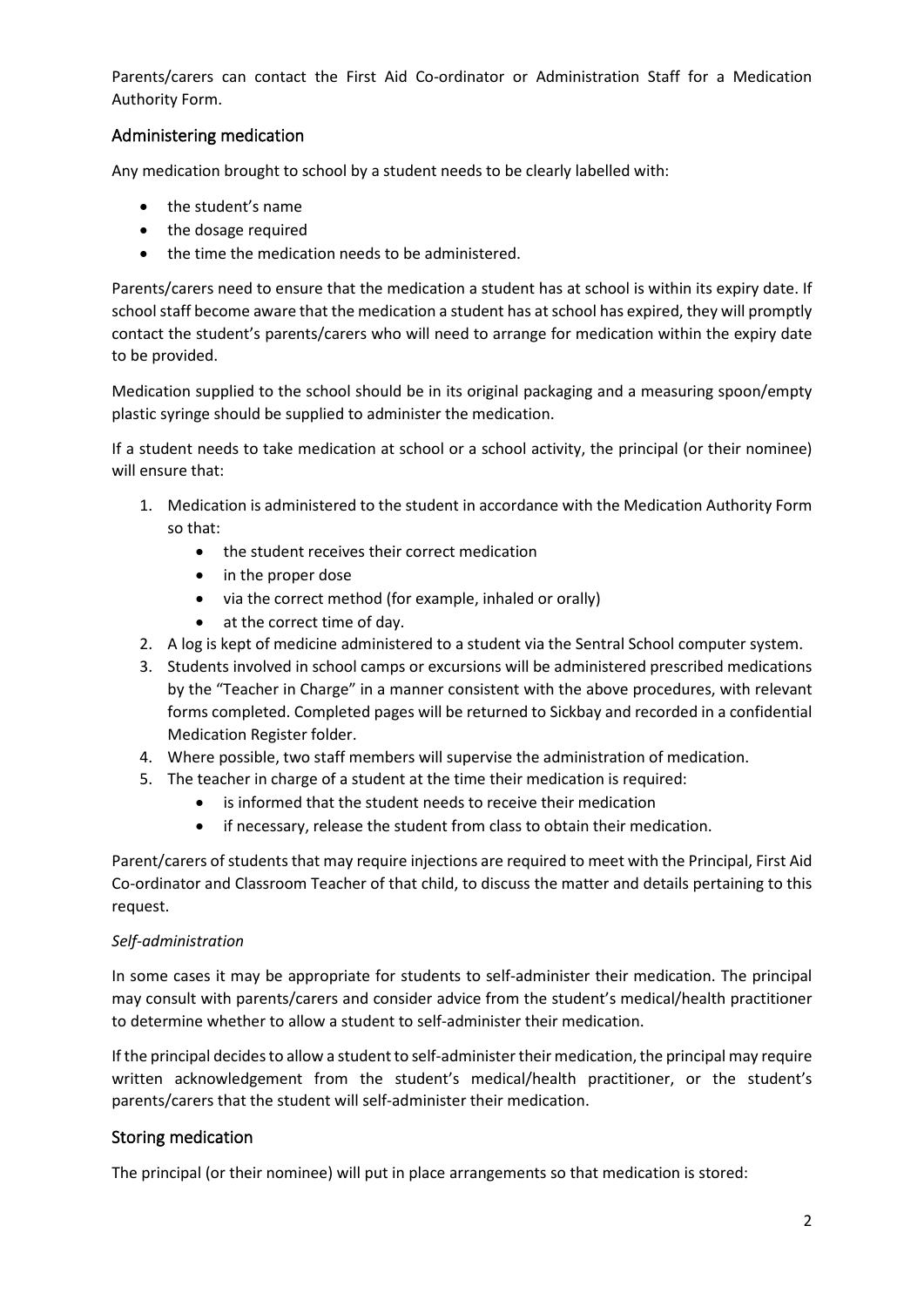Parents/carers can contact the First Aid Co-ordinator or Administration Staff for a Medication Authority Form.

## Administering medication

Any medication brought to school by a student needs to be clearly labelled with:

- the student's name
- the dosage required
- the time the medication needs to be administered.

Parents/carers need to ensure that the medication a student has at school is within its expiry date. If school staff become aware that the medication a student has at school has expired, they will promptly contact the student's parents/carers who will need to arrange for medication within the expiry date to be provided.

Medication supplied to the school should be in its original packaging and a measuring spoon/empty plastic syringe should be supplied to administer the medication.

If a student needs to take medication at school or a school activity, the principal (or their nominee) will ensure that:

1. Medication is administered to the student in accordance with the Medication Authority Form so that:
    - the student receives their correct medication
    - in the proper dose
    - via the correct method (for example, inhaled or orally)
    - at the correct time of day.
2. A log is kept of medicine administered to a student via the Sentral School computer system.
3. Students involved in school camps or excursions will be administered prescribed medications by the "Teacher in Charge" in a manner consistent with the above procedures, with relevant forms completed. Completed pages will be returned to Sickbay and recorded in a confidential Medication Register folder.
4. Where possible, two staff members will supervise the administration of medication.
5. The teacher in charge of a student at the time their medication is required:
    - is informed that the student needs to receive their medication
    - if necessary, release the student from class to obtain their medication.

Parent/carers of students that may require injections are required to meet with the Principal, First Aid Co-ordinator and Classroom Teacher of that child, to discuss the matter and details pertaining to this request.

*Self-administration*

In some cases it may be appropriate for students to self-administer their medication. The principal may consult with parents/carers and consider advice from the student's medical/health practitioner to determine whether to allow a student to self-administer their medication.

If the principal decides to allow a student to self-administer their medication, the principal may require written acknowledgement from the student's medical/health practitioner, or the student's parents/carers that the student will self-administer their medication.

## Storing medication

The principal (or their nominee) will put in place arrangements so that medication is stored: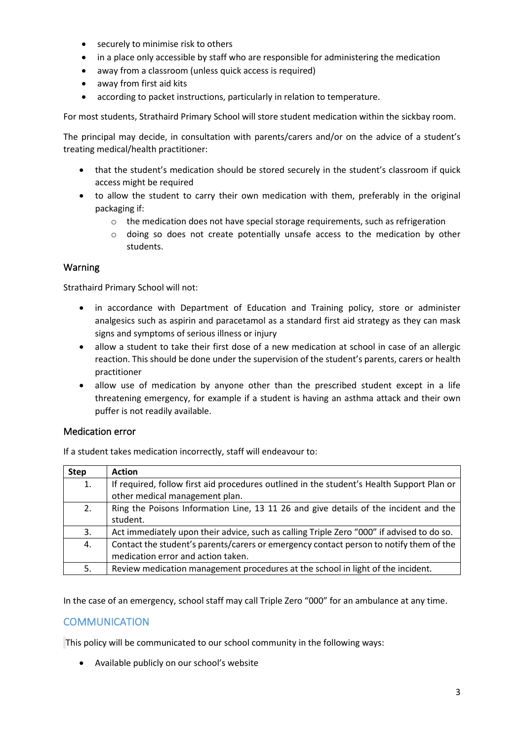- securely to minimise risk to others
- in a place only accessible by staff who are responsible for administering the medication
- away from a classroom (unless quick access is required)
- away from first aid kits
- according to packet instructions, particularly in relation to temperature.

For most students, Strathaird Primary School will store student medication within the sickbay room.

The principal may decide, in consultation with parents/carers and/or on the advice of a student's treating medical/health practitioner:

- that the student's medication should be stored securely in the student's classroom if quick access might be required
- to allow the student to carry their own medication with them, preferably in the original packaging if:
    - the medication does not have special storage requirements, such as refrigeration
    - doing so does not create potentially unsafe access to the medication by other students.

### Warning

Strathaird Primary School will not:

- in accordance with Department of Education and Training policy, store or administer analgesics such as aspirin and paracetamol as a standard first aid strategy as they can mask signs and symptoms of serious illness or injury
- allow a student to take their first dose of a new medication at school in case of an allergic reaction. This should be done under the supervision of the student's parents, carers or health practitioner
- allow use of medication by anyone other than the prescribed student except in a life threatening emergency, for example if a student is having an asthma attack and their own puffer is not readily available.

### Medication error

If a student takes medication incorrectly, staff will endeavour to:

| Step | Action |
|---|---|
| 1. | If required, follow first aid procedures outlined in the student's Health Support Plan or other medical management plan. |
| 2. | Ring the Poisons Information Line, 13 11 26 and give details of the incident and the student. |
| 3. | Act immediately upon their advice, such as calling Triple Zero "000" if advised to do so. |
| 4. | Contact the student's parents/carers or emergency contact person to notify them of the medication error and action taken. |
| 5. | Review medication management procedures at the school in light of the incident. |

In the case of an emergency, school staff may call Triple Zero "000" for an ambulance at any time.

## COMMUNICATION

This policy will be communicated to our school community in the following ways:

- Available publicly on our school's website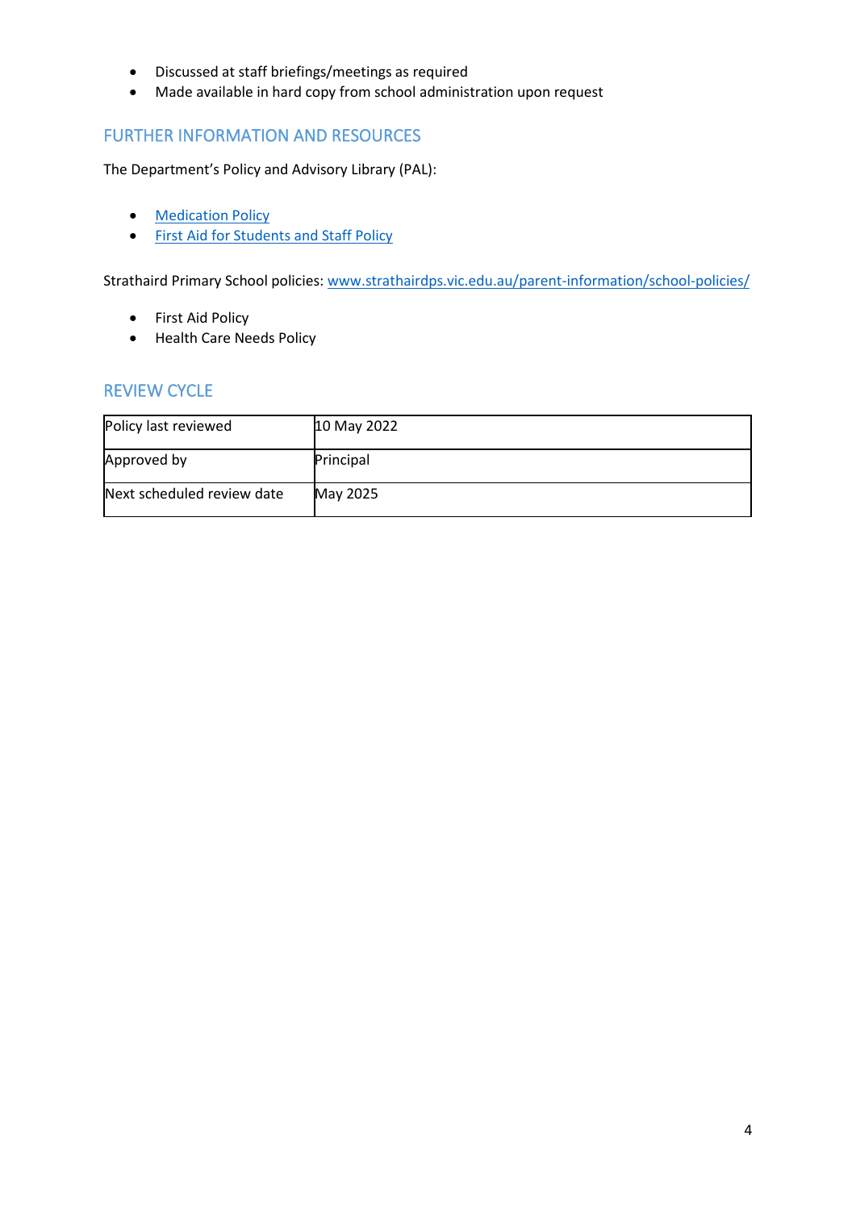- Discussed at staff briefings/meetings as required
- Made available in hard copy from school administration upon request

## FURTHER INFORMATION AND RESOURCES

The Department's Policy and Advisory Library (PAL):

- Medication Policy
- First Aid for Students and Staff Policy

Strathaird Primary School policies: www.strathairdps.vic.edu.au/parent-information/school-policies/

- First Aid Policy
- Health Care Needs Policy

## REVIEW CYCLE

| | |
|---|---|
| Policy last reviewed | 10 May 2022 |
| Approved by | Principal |
| Next scheduled review date | May 2025 |